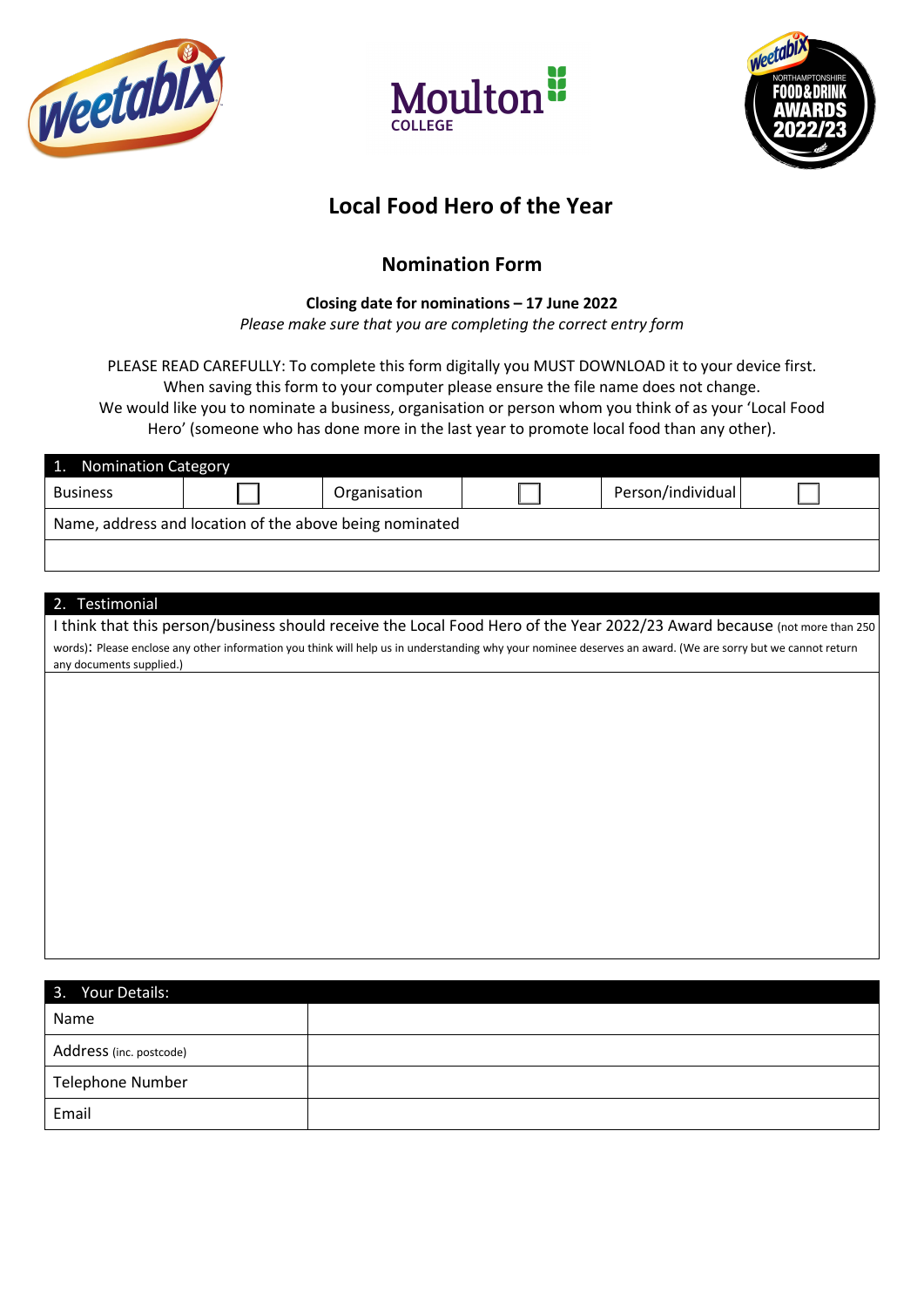# Local Food Hero of the Year

## Nomination Form

**Closing date for nominations – 17 June 2022**

*Please make sure that you are completing the correct entry form*

PLEASE READ CAREFULLY: To complete this form digitally you MUST DOWNLOAD it to your device first. When saving this form to your computer please ensure the file name does not change.

We would like you to nominate a business, organisation or person whom you think of as your 'Local Food Hero' (someone who has done more in the last year to promote local food than any other).

| 1. Nomination Category | | | | | |
|---|---|---|---|---|---|
| Business | ☐ | Organisation | ☐ | Person/individual | ☐ |
| Name, address and location of the above being nominated | | | | | |
| | | | | | |

| 2. Testimonial |
|---|
| I think that this person/business should receive the Local Food Hero of the Year 2022/23 Award because (not more than 250 words): Please enclose any other information you think will help us in understanding why your nominee deserves an award. (We are sorry but we cannot return any documents supplied.) |
| |

| 3. Your Details: | |
|---|---|
| Name | |
| Address (inc. postcode) | |
| Telephone Number | |
| Email | |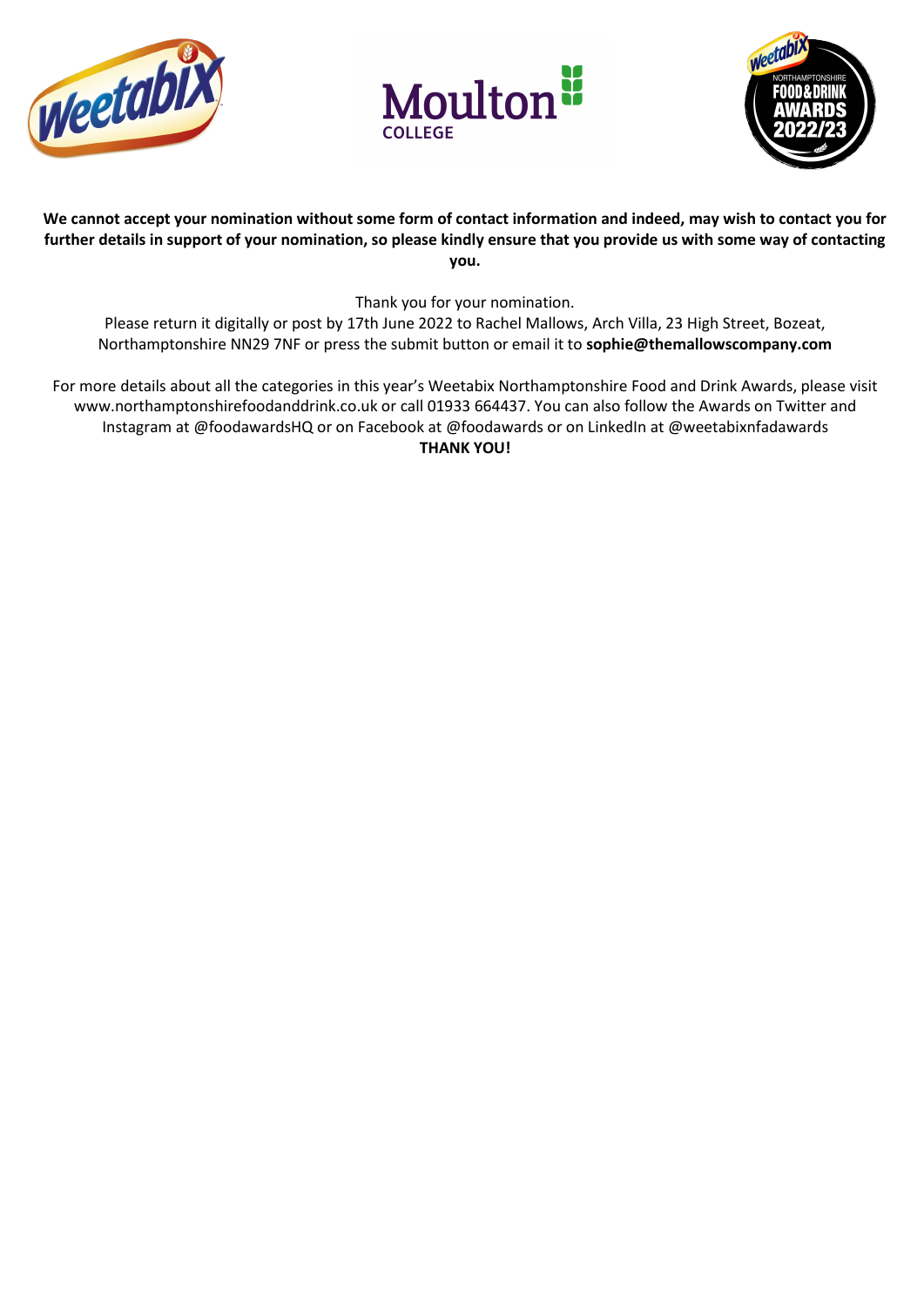**We cannot accept your nomination without some form of contact information and indeed, may wish to contact you for further details in support of your nomination, so please kindly ensure that you provide us with some way of contacting you.**

Thank you for your nomination.
Please return it digitally or post by 17th June 2022 to Rachel Mallows, Arch Villa, 23 High Street, Bozeat, Northamptonshire NN29 7NF or press the submit button or email it to **sophie@themallowscompany.com**

For more details about all the categories in this year's Weetabix Northamptonshire Food and Drink Awards, please visit www.northamptonshirefoodanddrink.co.uk or call 01933 664437. You can also follow the Awards on Twitter and Instagram at @foodawardsHQ or on Facebook at @foodawards or on LinkedIn at @weetabixnfadawards
**THANK YOU!**